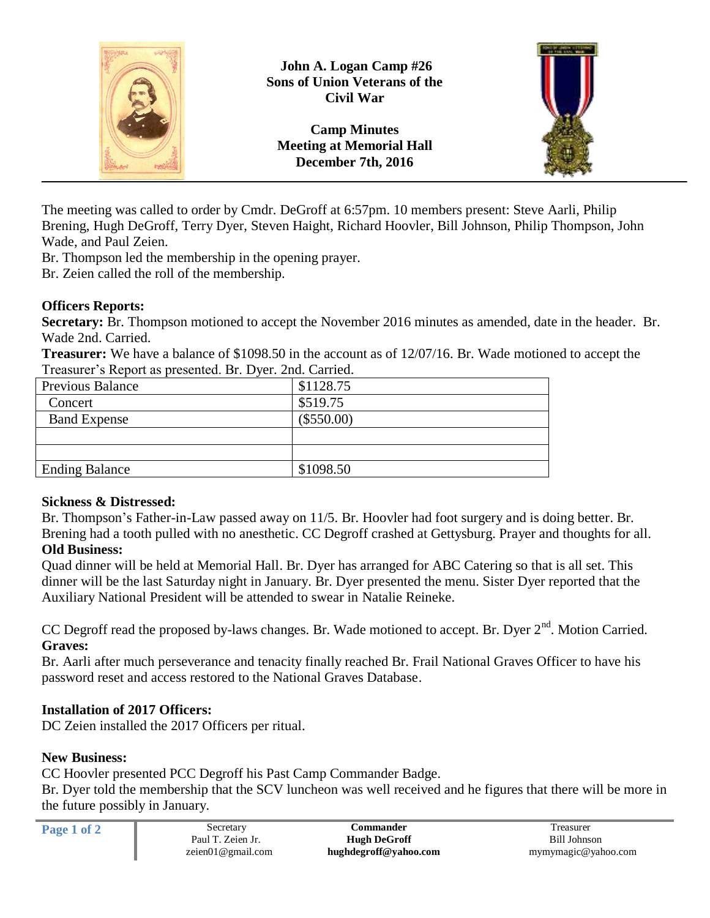# John A. Logan Camp #26
# Sons of Union Veterans of the Civil War

## Camp Minutes
## Meeting at Memorial Hall
## December 7th, 2016

The meeting was called to order by Cmdr. DeGroff at 6:57pm. 10 members present: Steve Aarli, Philip Brening, Hugh DeGroff, Terry Dyer, Steven Haight, Richard Hoovler, Bill Johnson, Philip Thompson, John Wade, and Paul Zeien.

Br. Thompson led the membership in the opening prayer.

Br. Zeien called the roll of the membership.

**Officers Reports:**

**Secretary:** Br. Thompson motioned to accept the November 2016 minutes as amended, date in the header. Br. Wade 2nd. Carried.

**Treasurer:** We have a balance of $1098.50 in the account as of 12/07/16. Br. Wade motioned to accept the Treasurer's Report as presented. Br. Dyer. 2nd. Carried.

| Previous Balance | $1128.75 |
|---|---|
| Concert | $519.75 |
| Band Expense | ($550.00) |
| | |
| | |
| Ending Balance | $1098.50 |

**Sickness & Distressed:**

Br. Thompson's Father-in-Law passed away on 11/5. Br. Hoovler had foot surgery and is doing better. Br. Brening had a tooth pulled with no anesthetic. CC Degroff crashed at Gettysburg. Prayer and thoughts for all.

**Old Business:**

Quad dinner will be held at Memorial Hall. Br. Dyer has arranged for ABC Catering so that is all set. This dinner will be the last Saturday night in January. Br. Dyer presented the menu. Sister Dyer reported that the Auxiliary National President will be attended to swear in Natalie Reineke.

CC Degroff read the proposed by-laws changes. Br. Wade motioned to accept. Br. Dyer 2nd. Motion Carried.

**Graves:**

Br. Aarli after much perseverance and tenacity finally reached Br. Frail National Graves Officer to have his password reset and access restored to the National Graves Database.

**Installation of 2017 Officers:**

DC Zeien installed the 2017 Officers per ritual.

**New Business:**

CC Hoovler presented PCC Degroff his Past Camp Commander Badge.

Br. Dyer told the membership that the SCV luncheon was well received and he figures that there will be more in the future possibly in January.

Secretary
Paul T. Zeien Jr.
zeien01@gmail.com

**Commander**
**Hugh DeGroff**
**hughdegroff@yahoo.com**

Treasurer
Bill Johnson
mymymagic@yahoo.com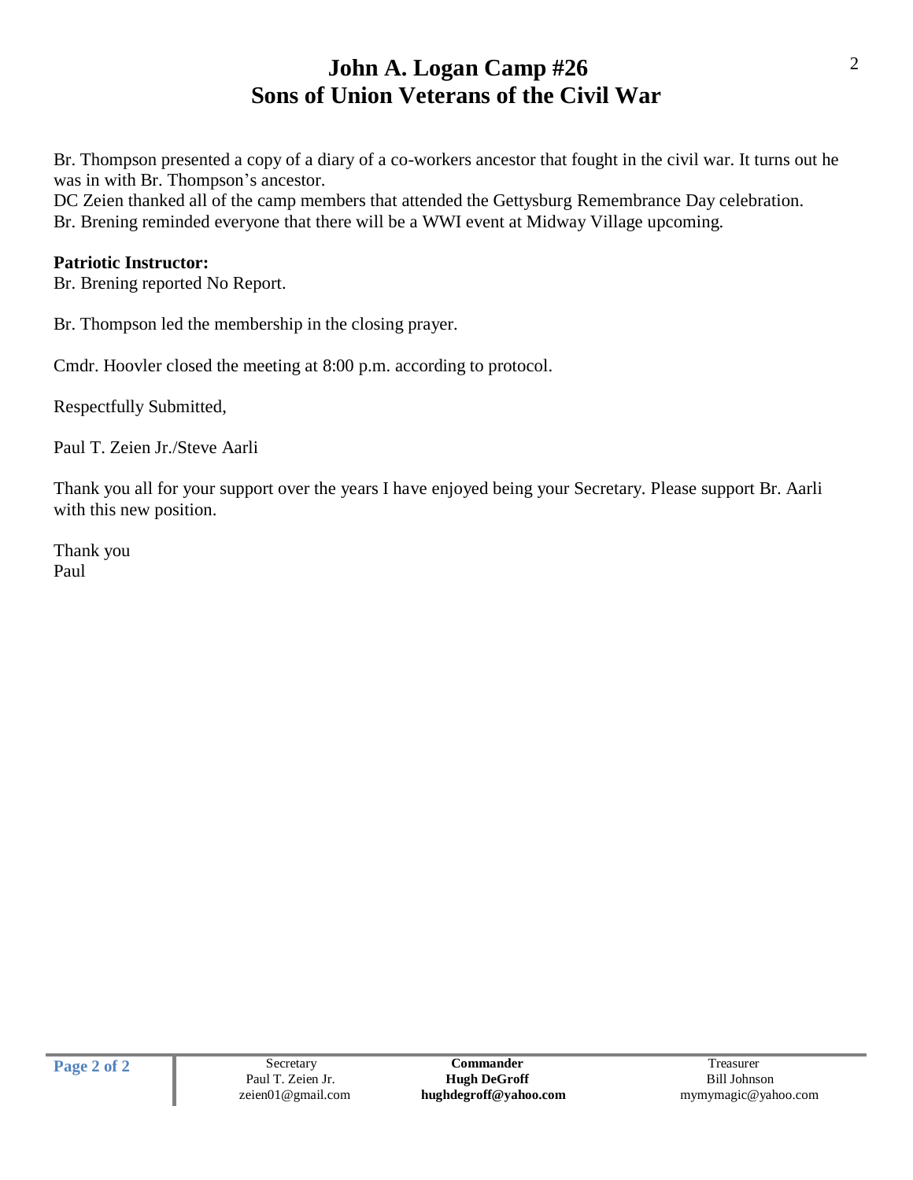Br. Thompson presented a copy of a diary of a co-workers ancestor that fought in the civil war. It turns out he was in with Br. Thompson's ancestor.
DC Zeien thanked all of the camp members that attended the Gettysburg Remembrance Day celebration.
Br. Brening reminded everyone that there will be a WWI event at Midway Village upcoming.

**Patriotic Instructor:**
Br. Brening reported No Report.

Br. Thompson led the membership in the closing prayer.

Cmdr. Hoovler closed the meeting at 8:00 p.m. according to protocol.

Respectfully Submitted,

Paul T. Zeien Jr./Steve Aarli

Thank you all for your support over the years I have enjoyed being your Secretary. Please support Br. Aarli with this new position.

Thank you
Paul